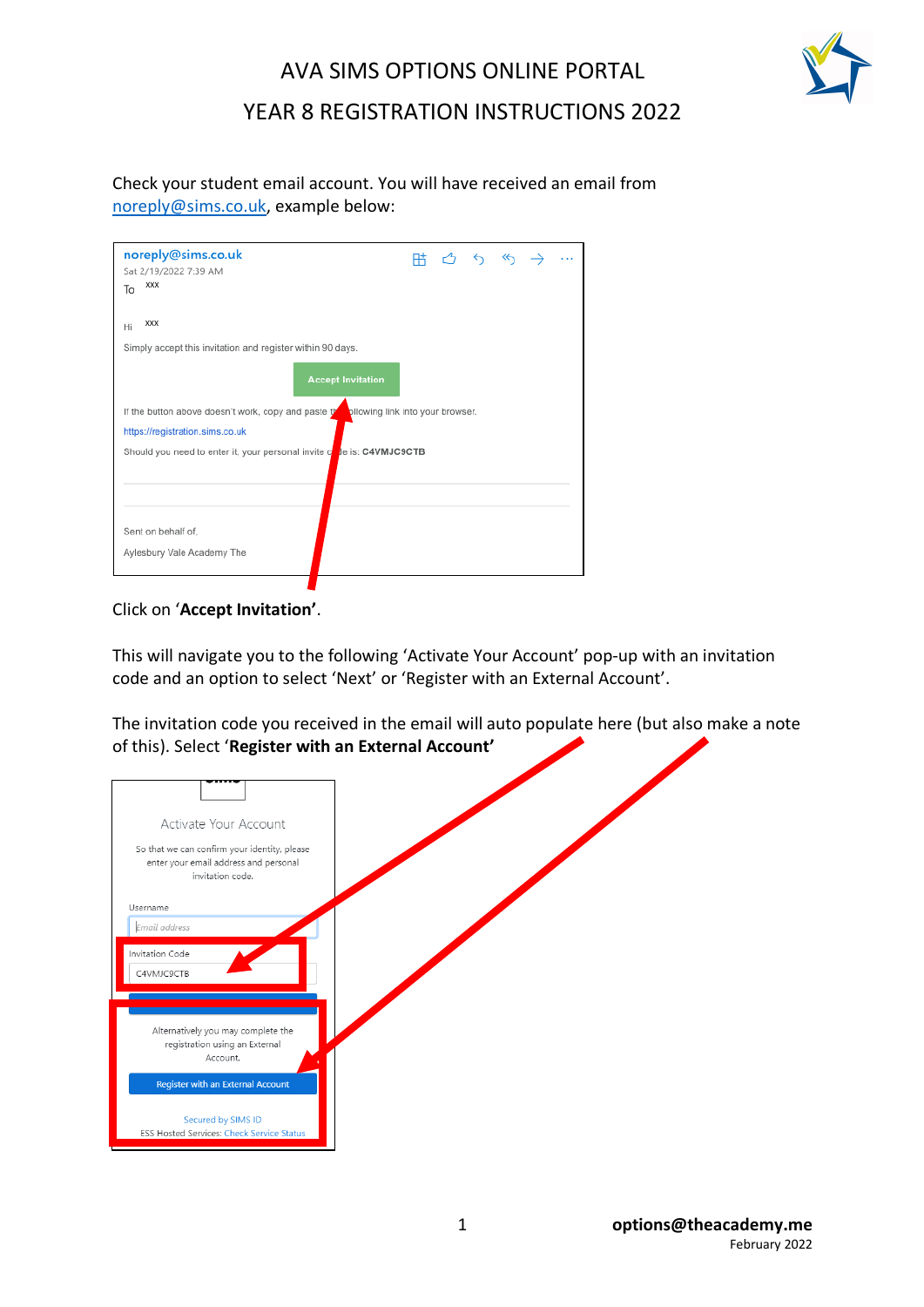# AVA SIMS OPTIONS ONLINE PORTAL

## YEAR 8 REGISTRATION INSTRUCTIONS 2022

Check your student email account. You will have received an email from noreply@sims.co.uk, example below:

noreply@sims.co.uk
Sat 2/19/2022 7:39 AM
To xxx

Hi xxx

Simply accept this invitation and register within 90 days.

Accept Invitation

If the button above doesn't work, copy and paste the following link into your browser.

https://registration.sims.co.uk

Should you need to enter it, your personal invite code is: **C4VMJC9CTB**

Sent on behalf of,

Aylesbury Vale Academy The

Click on '**Accept Invitation**'.

This will navigate you to the following 'Activate Your Account' pop-up with an invitation code and an option to select 'Next' or 'Register with an External Account'.

The invitation code you received in the email will auto populate here (but also make a note of this). Select '**Register with an External Account'**

Activate Your Account

So that we can confirm your identity, please enter your email address and personal invitation code.

Username

Email address

Invitation Code

C4VMJC9CTB

Alternatively you may complete the registration using an External Account.

Register with an External Account

Secured by SIMS ID

ESS Hosted Services: Check Service Status

**options@theacademy.me**
February 2022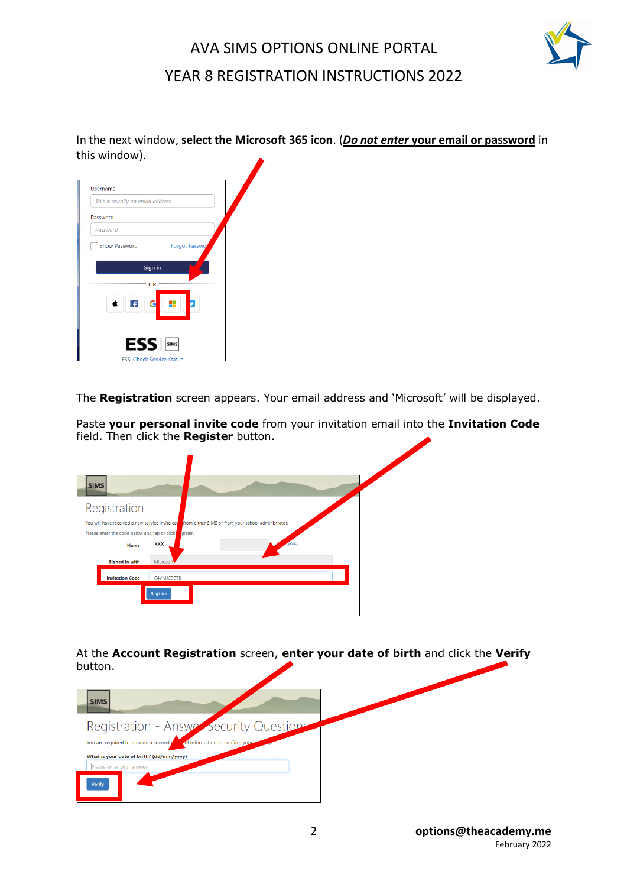In the next window, **select the Microsoft 365 icon**. (***Do not enter* your email or password** in this window).

The **Registration** screen appears. Your email address and 'Microsoft' will be displayed.

Paste **your personal invite code** from your invitation email into the **Invitation Code** field. Then click the **Register** button.

At the **Account Registration** screen, **enter your date of birth** and click the **Verify** button.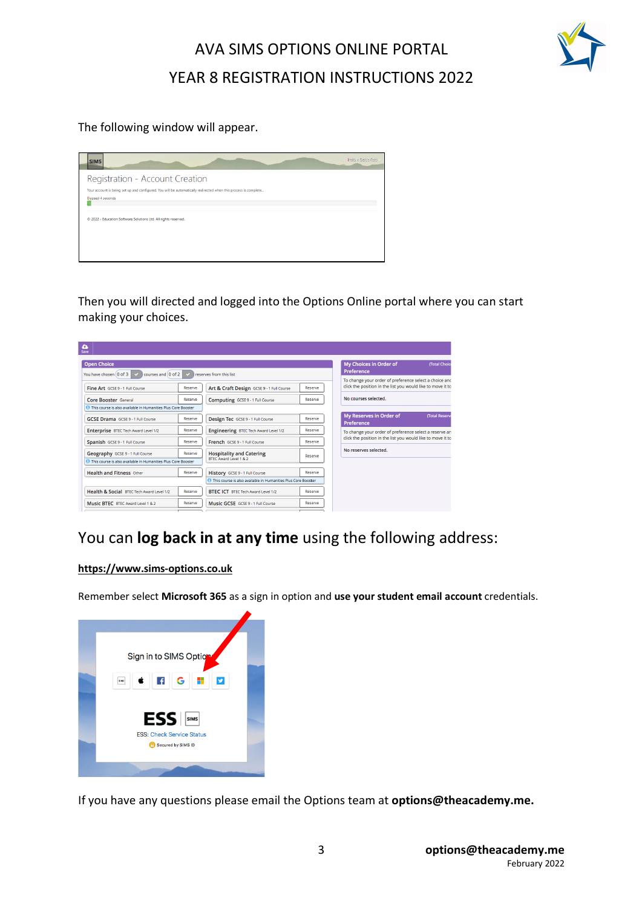The following window will appear.

Then you will directed and logged into the Options Online portal where you can start making your choices.

You can **log back in at any time** using the following address:

**https://www.sims-options.co.uk**

Remember select **Microsoft 365** as a sign in option and **use your student email account** credentials.

If you have any questions please email the Options team at **options@theacademy.me.**